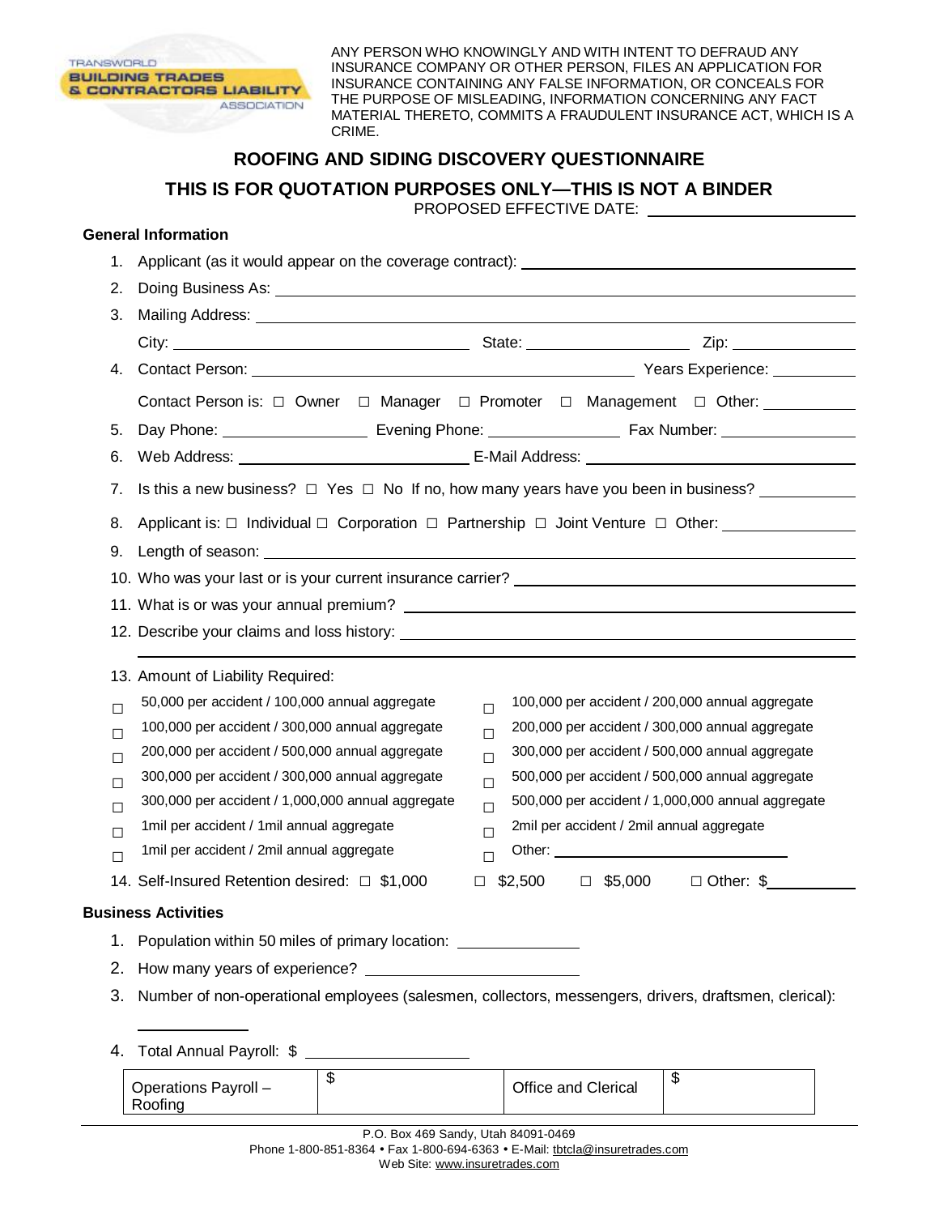TRANSWORLD BUILDING TRADES & CONTRACTORS LIABILITY ASSOCIATION

ANY PERSON WHO KNOWINGLY AND WITH INTENT TO DEFRAUD ANY INSURANCE COMPANY OR OTHER PERSON, FILES AN APPLICATION FOR INSURANCE CONTAINING ANY FALSE INFORMATION, OR CONCEALS FOR THE PURPOSE OF MISLEADING, INFORMATION CONCERNING ANY FACT MATERIAL THERETO, COMMITS A FRAUDULENT INSURANCE ACT, WHICH IS A CRIME.

# ROOFING AND SIDING DISCOVERY QUESTIONNAIRE

## THIS IS FOR QUOTATION PURPOSES ONLY—THIS IS NOT A BINDER

PROPOSED EFFECTIVE DATE: ____________________

### General Information

1. Applicant (as it would appear on the coverage contract): ____________________
2. Doing Business As: ____________________
3. Mailing Address: ____________________
   City: ____________________ State: ____________________ Zip: ____________________
4. Contact Person: ____________________ Years Experience: __________
   Contact Person is: ☐ Owner ☐ Manager ☐ Promoter ☐ Management ☐ Other: __________
5. Day Phone: ______________ Evening Phone: ______________ Fax Number: ______________
6. Web Address: ____________________ E-Mail Address: ____________________
7. Is this a new business? ☐ Yes ☐ No If no, how many years have you been in business? __________
8. Applicant is: ☐ Individual ☐ Corporation ☐ Partnership ☐ Joint Venture ☐ Other: __________
9. Length of season: ____________________
10. Who was your last or is your current insurance carrier? ____________________
11. What is or was your annual premium? ____________________
12. Describe your claims and loss history: ____________________
13. Amount of Liability Required:
    - ☐ 50,000 per accident / 100,000 annual aggregate
    - ☐ 100,000 per accident / 200,000 annual aggregate
    - ☐ 100,000 per accident / 300,000 annual aggregate
    - ☐ 200,000 per accident / 300,000 annual aggregate
    - ☐ 200,000 per accident / 500,000 annual aggregate
    - ☐ 300,000 per accident / 500,000 annual aggregate
    - ☐ 300,000 per accident / 300,000 annual aggregate
    - ☐ 500,000 per accident / 500,000 annual aggregate
    - ☐ 300,000 per accident / 1,000,000 annual aggregate
    - ☐ 500,000 per accident / 1,000,000 annual aggregate
    - ☐ 1mil per accident / 1mil annual aggregate
    - ☐ 2mil per accident / 2mil annual aggregate
    - ☐ 1mil per accident / 2mil annual aggregate
    - ☐ Other: ____________________
14. Self-Insured Retention desired: ☐ $1,000 ☐ $2,500 ☐ $5,000 ☐ Other: $__________

### Business Activities

1. Population within 50 miles of primary location: __________
2. How many years of experience? ____________________
3. Number of non-operational employees (salesmen, collectors, messengers, drivers, draftsmen, clerical): __________
4. Total Annual Payroll: $ ____________________

| Operations Payroll – Roofing | $ | Office and Clerical | $ |
|---|---|---|---|

P.O. Box 469 Sandy, Utah 84091-0469
Phone 1-800-851-8364 • Fax 1-800-694-6363 • E-Mail: tbtcla@insuretrades.com
Web Site: www.insuretrades.com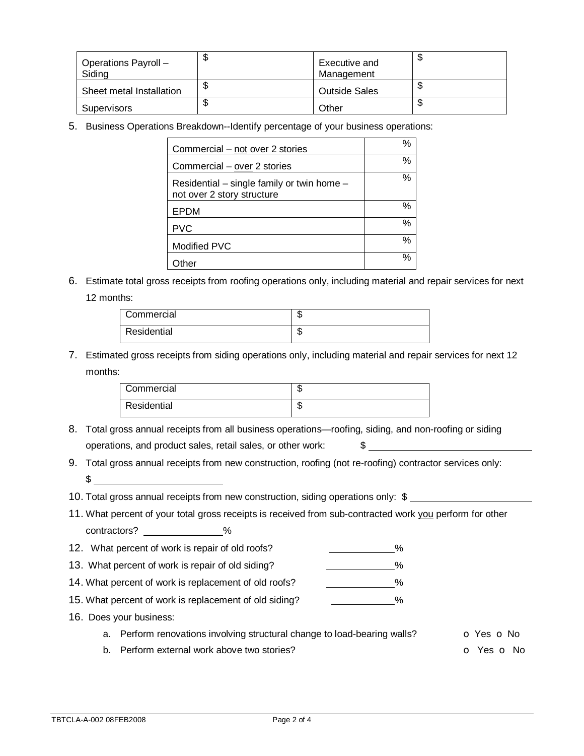| Operations Payroll – Siding | $ | Executive and Management | $ |
|---|---|---|---|
| Sheet metal Installation | $ | Outside Sales | $ |
| Supervisors | $ | Other | $ |

5. Business Operations Breakdown--Identify percentage of your business operations:

| | |
|---|---|
| Commercial – <u>not</u> over 2 stories | % |
| Commercial – <u>over</u> 2 stories | % |
| Residential – single family or twin home – not over 2 story structure | % |
| EPDM | % |
| PVC | % |
| Modified PVC | % |
| Other | % |

6. Estimate total gross receipts from roofing operations only, including material and repair services for next 12 months:

| | |
|---|---|
| Commercial | $ |
| Residential | $ |

7. Estimated gross receipts from siding operations only, including material and repair services for next 12 months:

| | |
|---|---|
| Commercial | $ |
| Residential | $ |

8. Total gross annual receipts from all business operations—roofing, siding, and non-roofing or siding operations, and product sales, retail sales, or other work: $ ______________________

9. Total gross annual receipts from new construction, roofing (not re-roofing) contractor services only: $ ______________________

10. Total gross annual receipts from new construction, siding operations only: $ ______________________

11. What percent of your total gross receipts is received from sub-contracted work <u>you</u> perform for other contractors? __________%

12. What percent of work is repair of old roofs? __________%

13. What percent of work is repair of old siding? __________%

14. What percent of work is replacement of old roofs? __________%

15. What percent of work is replacement of old siding? __________%

16. Does your business:
    a. Perform renovations involving structural change to load-bearing walls? o Yes o No
    b. Perform external work above two stories? o Yes o No

TBTCLA-A-002 08FEB2008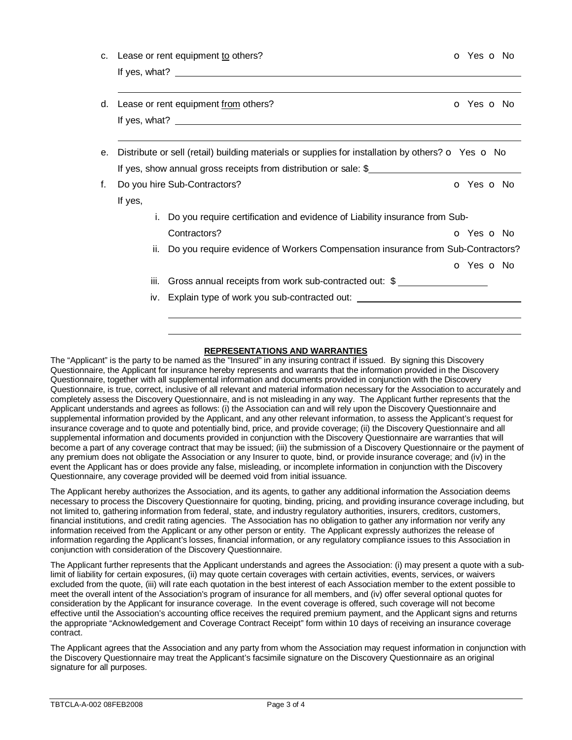c. Lease or rent equipment <u>to</u> others? o Yes o No

   If yes, what? ______________________________________________

   ______________________________________________

d. Lease or rent equipment <u>from</u> others? o Yes o No

   If yes, what? ______________________________________________

   ______________________________________________

e. Distribute or sell (retail) building materials or supplies for installation by others? o Yes o No

   If yes, show annual gross receipts from distribution or sale: $______________________

f. Do you hire Sub-Contractors? o Yes o No

   If yes,

   i. Do you require certification and evidence of Liability insurance from Sub-Contractors? o Yes o No

   ii. Do you require evidence of Workers Compensation insurance from Sub-Contractors? o Yes o No

   iii. Gross annual receipts from work sub-contracted out: $ ________________

   iv. Explain type of work you sub-contracted out: ______________________

   ______________________________________________

   ______________________________________________

## REPRESENTATIONS AND WARRANTIES

The "Applicant" is the party to be named as the "Insured" in any insuring contract if issued. By signing this Discovery Questionnaire, the Applicant for insurance hereby represents and warrants that the information provided in the Discovery Questionnaire, together with all supplemental information and documents provided in conjunction with the Discovery Questionnaire, is true, correct, inclusive of all relevant and material information necessary for the Association to accurately and completely assess the Discovery Questionnaire, and is not misleading in any way. The Applicant further represents that the Applicant understands and agrees as follows: (i) the Association can and will rely upon the Discovery Questionnaire and supplemental information provided by the Applicant, and any other relevant information, to assess the Applicant's request for insurance coverage and to quote and potentially bind, price, and provide coverage; (ii) the Discovery Questionnaire and all supplemental information and documents provided in conjunction with the Discovery Questionnaire are warranties that will become a part of any coverage contract that may be issued; (iii) the submission of a Discovery Questionnaire or the payment of any premium does not obligate the Association or any Insurer to quote, bind, or provide insurance coverage; and (iv) in the event the Applicant has or does provide any false, misleading, or incomplete information in conjunction with the Discovery Questionnaire, any coverage provided will be deemed void from initial issuance.

The Applicant hereby authorizes the Association, and its agents, to gather any additional information the Association deems necessary to process the Discovery Questionnaire for quoting, binding, pricing, and providing insurance coverage including, but not limited to, gathering information from federal, state, and industry regulatory authorities, insurers, creditors, customers, financial institutions, and credit rating agencies. The Association has no obligation to gather any information nor verify any information received from the Applicant or any other person or entity. The Applicant expressly authorizes the release of information regarding the Applicant's losses, financial information, or any regulatory compliance issues to this Association in conjunction with consideration of the Discovery Questionnaire.

The Applicant further represents that the Applicant understands and agrees the Association: (i) may present a quote with a sub-limit of liability for certain exposures, (ii) may quote certain coverages with certain activities, events, services, or waivers excluded from the quote, (iii) will rate each quotation in the best interest of each Association member to the extent possible to meet the overall intent of the Association's program of insurance for all members, and (iv) offer several optional quotes for consideration by the Applicant for insurance coverage. In the event coverage is offered, such coverage will not become effective until the Association's accounting office receives the required premium payment, and the Applicant signs and returns the appropriate "Acknowledgement and Coverage Contract Receipt" form within 10 days of receiving an insurance coverage contract.

The Applicant agrees that the Association and any party from whom the Association may request information in conjunction with the Discovery Questionnaire may treat the Applicant's facsimile signature on the Discovery Questionnaire as an original signature for all purposes.

TBTCLA-A-002 08FEB2008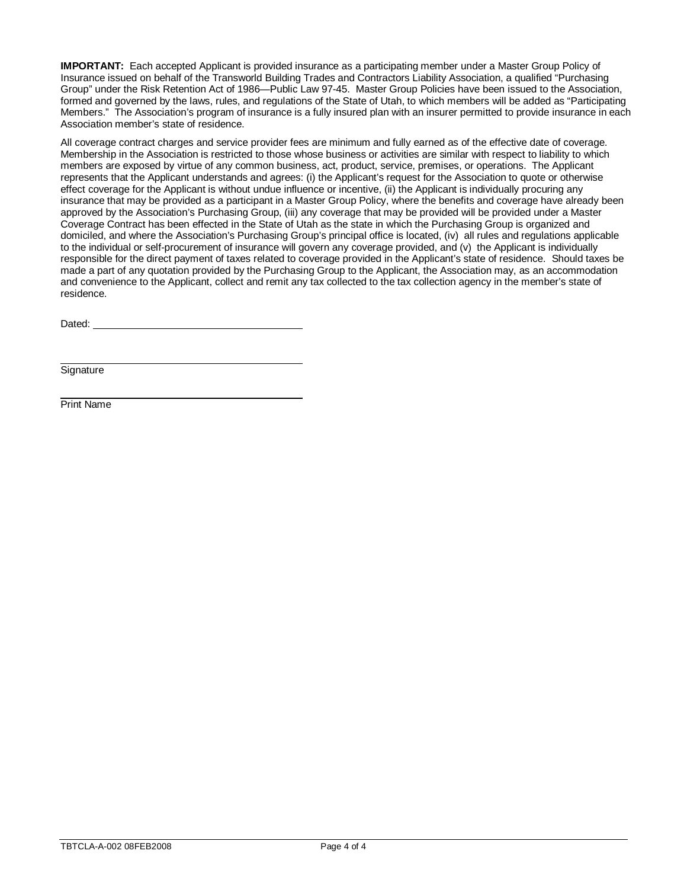**IMPORTANT:** Each accepted Applicant is provided insurance as a participating member under a Master Group Policy of Insurance issued on behalf of the Transworld Building Trades and Contractors Liability Association, a qualified "Purchasing Group" under the Risk Retention Act of 1986—Public Law 97-45. Master Group Policies have been issued to the Association, formed and governed by the laws, rules, and regulations of the State of Utah, to which members will be added as "Participating Members." The Association's program of insurance is a fully insured plan with an insurer permitted to provide insurance in each Association member's state of residence.

All coverage contract charges and service provider fees are minimum and fully earned as of the effective date of coverage. Membership in the Association is restricted to those whose business or activities are similar with respect to liability to which members are exposed by virtue of any common business, act, product, service, premises, or operations. The Applicant represents that the Applicant understands and agrees: (i) the Applicant's request for the Association to quote or otherwise effect coverage for the Applicant is without undue influence or incentive, (ii) the Applicant is individually procuring any insurance that may be provided as a participant in a Master Group Policy, where the benefits and coverage have already been approved by the Association's Purchasing Group, (iii) any coverage that may be provided will be provided under a Master Coverage Contract has been effected in the State of Utah as the state in which the Purchasing Group is organized and domiciled, and where the Association's Purchasing Group's principal office is located, (iv) all rules and regulations applicable to the individual or self-procurement of insurance will govern any coverage provided, and (v) the Applicant is individually responsible for the direct payment of taxes related to coverage provided in the Applicant's state of residence. Should taxes be made a part of any quotation provided by the Purchasing Group to the Applicant, the Association may, as an accommodation and convenience to the Applicant, collect and remit any tax collected to the tax collection agency in the member's state of residence.

Dated: ____________________________________

____________________________________
Signature

____________________________________
Print Name

TBTCLA-A-002 08FEB2008